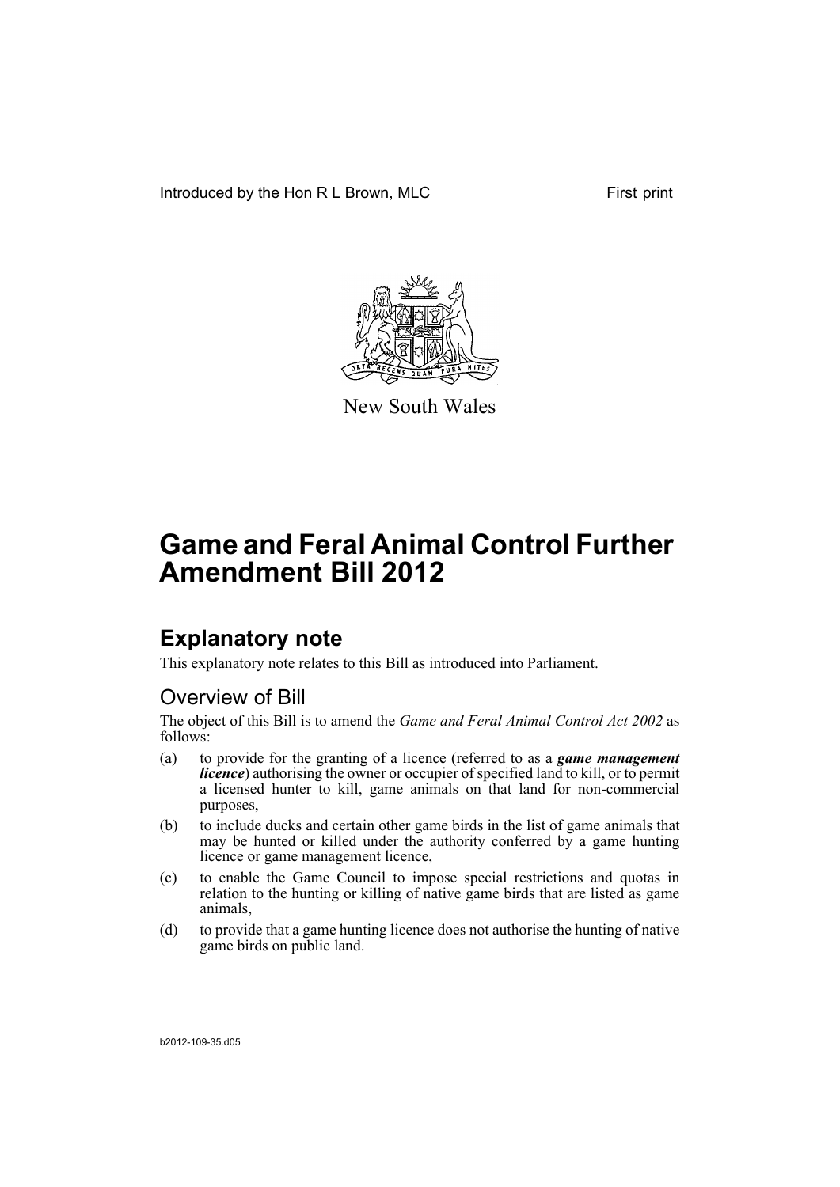Introduced by the Hon R L Brown, MLC

First print

New South Wales

# Game and Feral Animal Control Further Amendment Bill 2012

## Explanatory note

This explanatory note relates to this Bill as introduced into Parliament.

### Overview of Bill

The object of this Bill is to amend the *Game and Feral Animal Control Act 2002* as follows:

(a) to provide for the granting of a licence (referred to as a ***game management licence***) authorising the owner or occupier of specified land to kill, or to permit a licensed hunter to kill, game animals on that land for non-commercial purposes,

(b) to include ducks and certain other game birds in the list of game animals that may be hunted or killed under the authority conferred by a game hunting licence or game management licence,

(c) to enable the Game Council to impose special restrictions and quotas in relation to the hunting or killing of native game birds that are listed as game animals,

(d) to provide that a game hunting licence does not authorise the hunting of native game birds on public land.

b2012-109-35.d05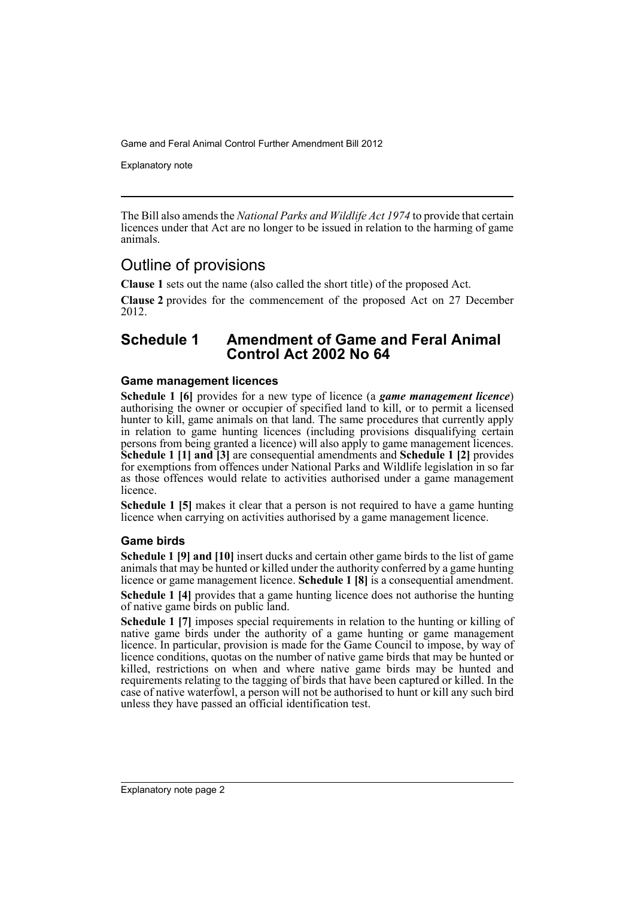The Bill also amends the *National Parks and Wildlife Act 1974* to provide that certain licences under that Act are no longer to be issued in relation to the harming of game animals.

## Outline of provisions

**Clause 1** sets out the name (also called the short title) of the proposed Act.

**Clause 2** provides for the commencement of the proposed Act on 27 December 2012.

## Schedule 1 Amendment of Game and Feral Animal Control Act 2002 No 64

### Game management licences

**Schedule 1 [6]** provides for a new type of licence (a ***game management licence***) authorising the owner or occupier of specified land to kill, or to permit a licensed hunter to kill, game animals on that land. The same procedures that currently apply in relation to game hunting licences (including provisions disqualifying certain persons from being granted a licence) will also apply to game management licences. **Schedule 1 [1] and [3]** are consequential amendments and **Schedule 1 [2]** provides for exemptions from offences under National Parks and Wildlife legislation in so far as those offences would relate to activities authorised under a game management licence.

**Schedule 1 [5]** makes it clear that a person is not required to have a game hunting licence when carrying on activities authorised by a game management licence.

### Game birds

**Schedule 1 [9] and [10]** insert ducks and certain other game birds to the list of game animals that may be hunted or killed under the authority conferred by a game hunting licence or game management licence. **Schedule 1 [8]** is a consequential amendment.

**Schedule 1 [4]** provides that a game hunting licence does not authorise the hunting of native game birds on public land.

**Schedule 1 [7]** imposes special requirements in relation to the hunting or killing of native game birds under the authority of a game hunting or game management licence. In particular, provision is made for the Game Council to impose, by way of licence conditions, quotas on the number of native game birds that may be hunted or killed, restrictions on when and where native game birds may be hunted and requirements relating to the tagging of birds that have been captured or killed. In the case of native waterfowl, a person will not be authorised to hunt or kill any such bird unless they have passed an official identification test.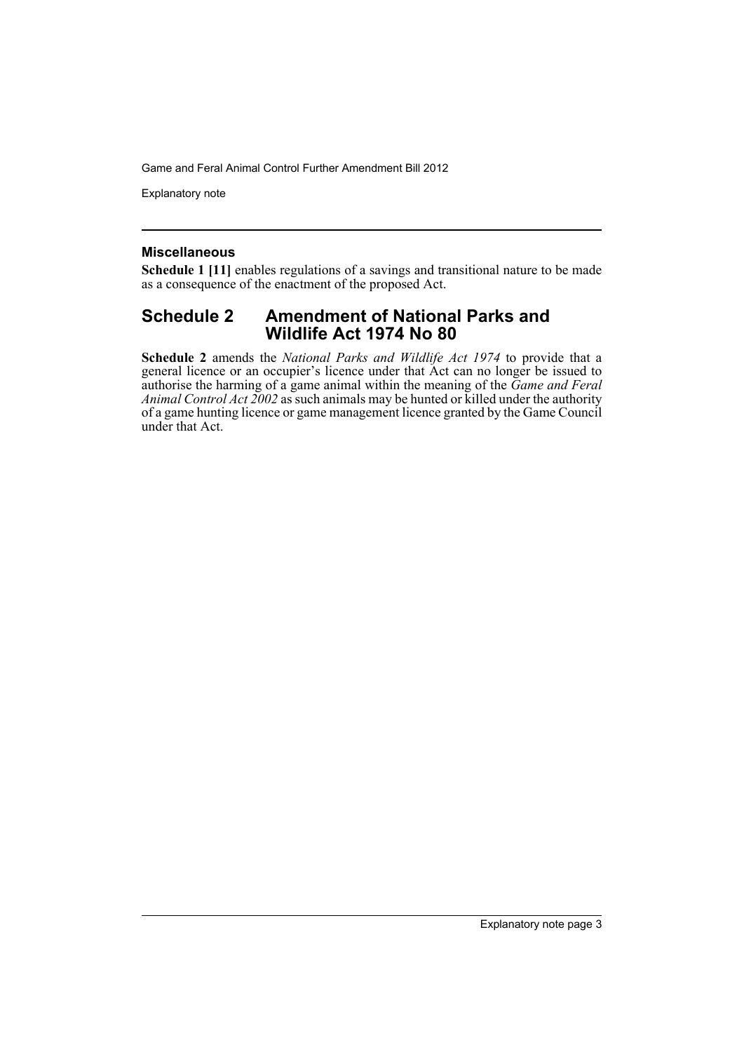### Miscellaneous

**Schedule 1 [11]** enables regulations of a savings and transitional nature to be made as a consequence of the enactment of the proposed Act.

## Schedule 2 Amendment of National Parks and Wildlife Act 1974 No 80

**Schedule 2** amends the *National Parks and Wildlife Act 1974* to provide that a general licence or an occupier's licence under that Act can no longer be issued to authorise the harming of a game animal within the meaning of the *Game and Feral Animal Control Act 2002* as such animals may be hunted or killed under the authority of a game hunting licence or game management licence granted by the Game Council under that Act.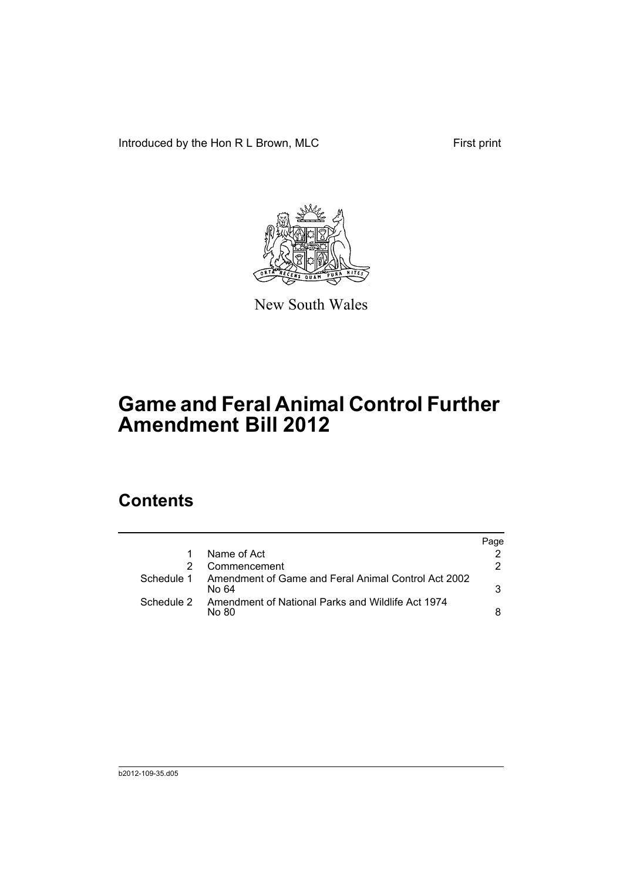Introduced by the Hon R L Brown, MLC

First print

New South Wales

# Game and Feral Animal Control Further Amendment Bill 2012

## Contents

| | | Page |
|---|---|---|
| 1 | Name of Act | 2 |
| 2 | Commencement | 2 |
| Schedule 1 | Amendment of Game and Feral Animal Control Act 2002 No 64 | 3 |
| Schedule 2 | Amendment of National Parks and Wildlife Act 1974 No 80 | 8 |

b2012-109-35.d05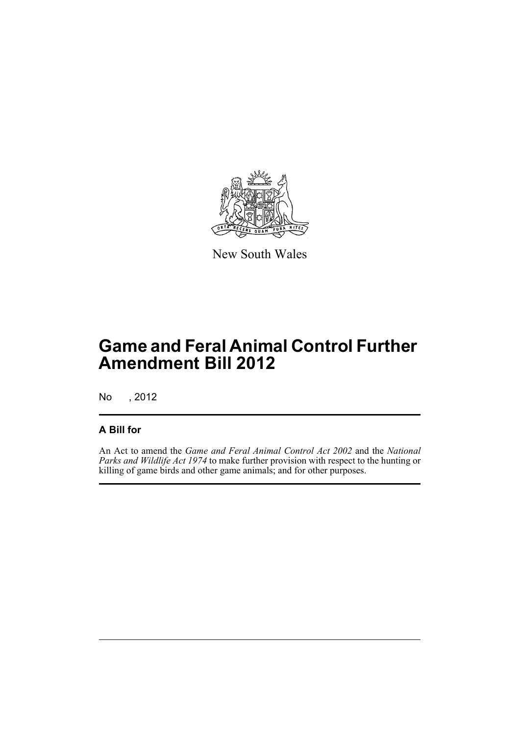New South Wales

# Game and Feral Animal Control Further Amendment Bill 2012

No , 2012

## A Bill for

An Act to amend the *Game and Feral Animal Control Act 2002* and the *National Parks and Wildlife Act 1974* to make further provision with respect to the hunting or killing of game birds and other game animals; and for other purposes.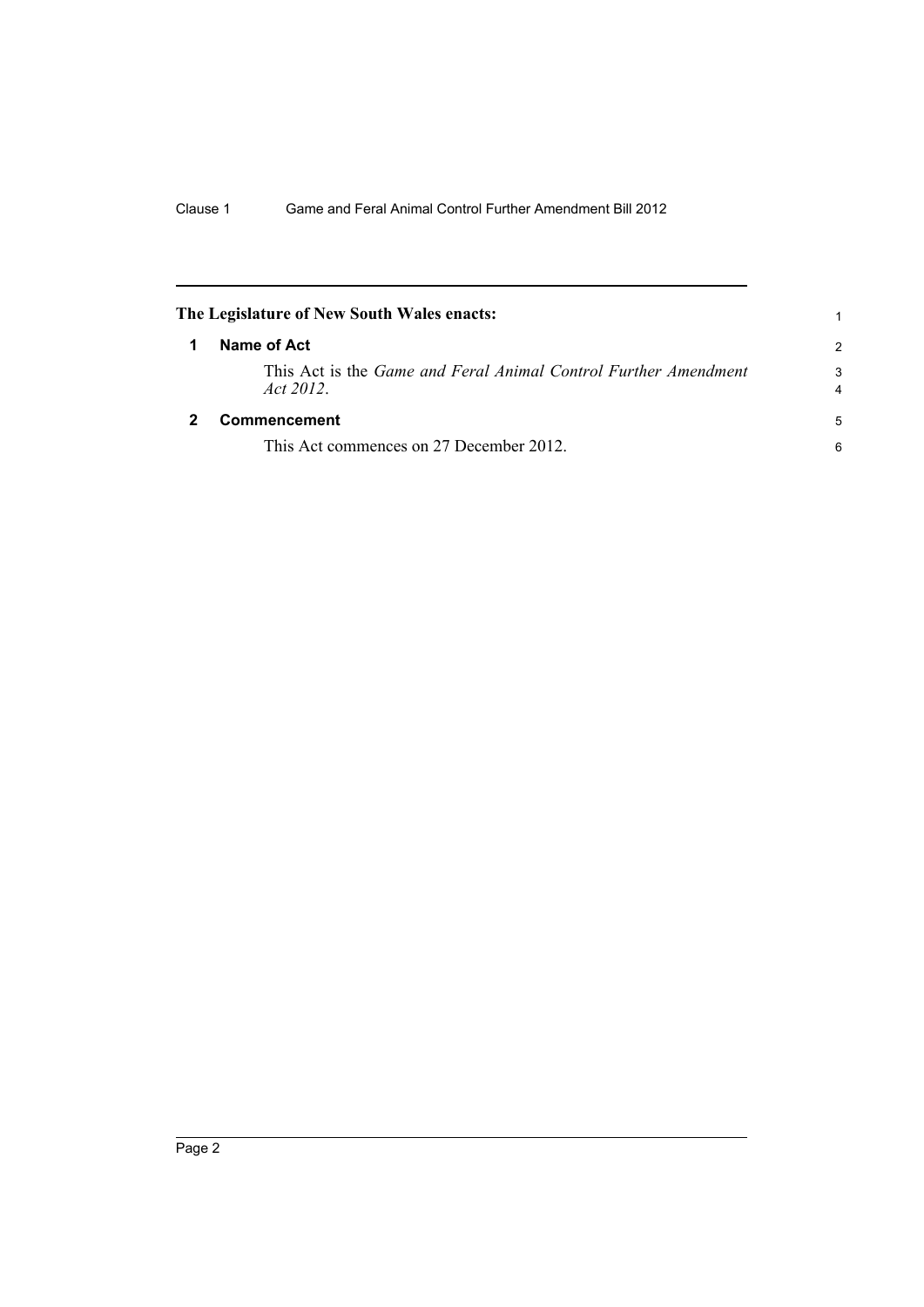**The Legislature of New South Wales enacts:**

## 1 Name of Act

This Act is the *Game and Feral Animal Control Further Amendment Act 2012*.

## 2 Commencement

This Act commences on 27 December 2012.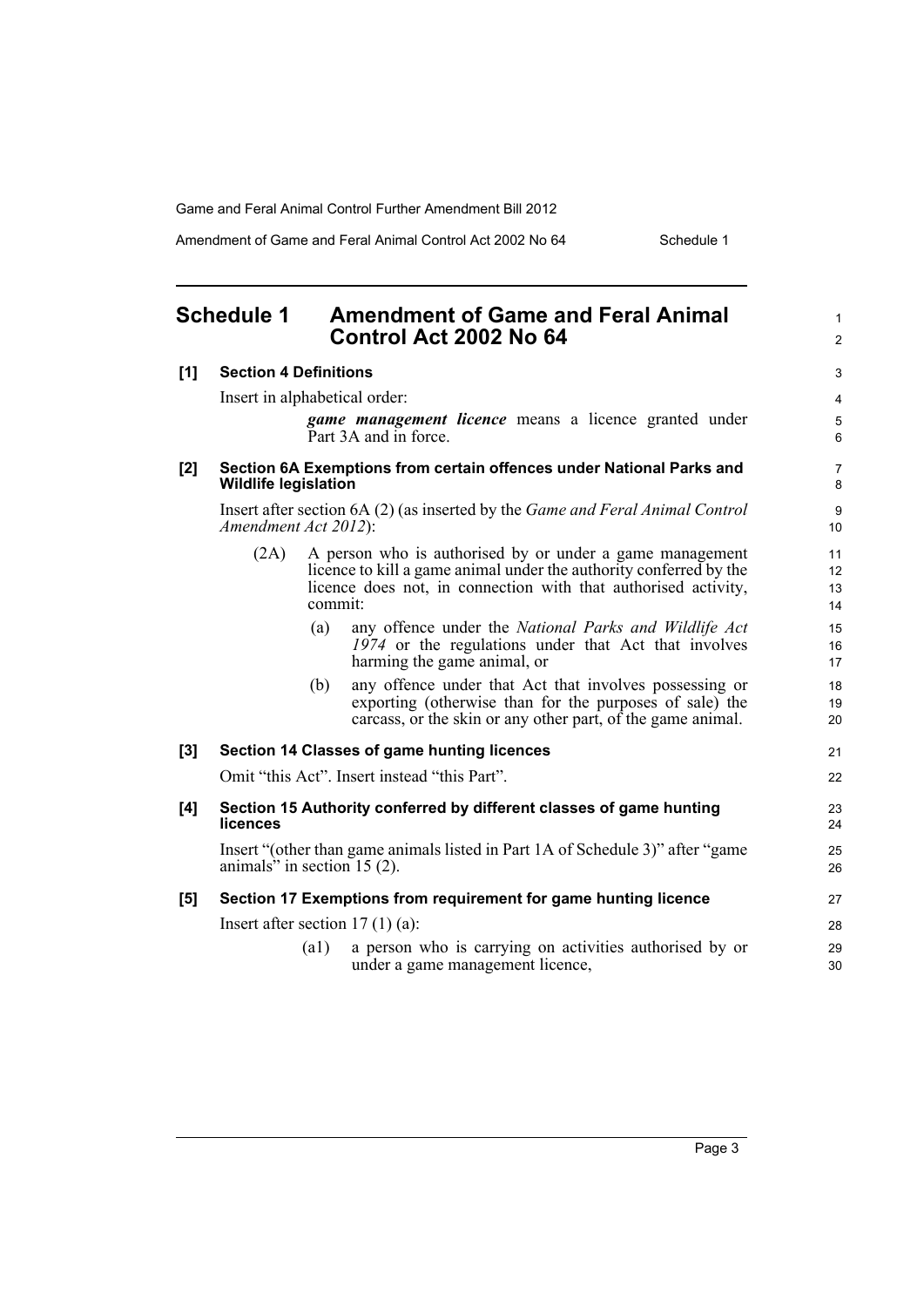## Schedule 1 Amendment of Game and Feral Animal Control Act 2002 No 64

**[1] Section 4 Definitions**

Insert in alphabetical order:

> ***game management licence*** means a licence granted under Part 3A and in force.

**[2] Section 6A Exemptions from certain offences under National Parks and Wildlife legislation**

Insert after section 6A (2) (as inserted by the *Game and Feral Animal Control Amendment Act 2012*):

> (2A) A person who is authorised by or under a game management licence to kill a game animal under the authority conferred by the licence does not, in connection with that authorised activity, commit:
>
> (a) any offence under the *National Parks and Wildlife Act 1974* or the regulations under that Act that involves harming the game animal, or
>
> (b) any offence under that Act that involves possessing or exporting (otherwise than for the purposes of sale) the carcass, or the skin or any other part, of the game animal.

**[3] Section 14 Classes of game hunting licences**

Omit "this Act". Insert instead "this Part".

**[4] Section 15 Authority conferred by different classes of game hunting licences**

Insert "(other than game animals listed in Part 1A of Schedule 3)" after "game animals" in section 15 (2).

**[5] Section 17 Exemptions from requirement for game hunting licence**

Insert after section 17 (1) (a):

> (a1) a person who is carrying on activities authorised by or under a game management licence,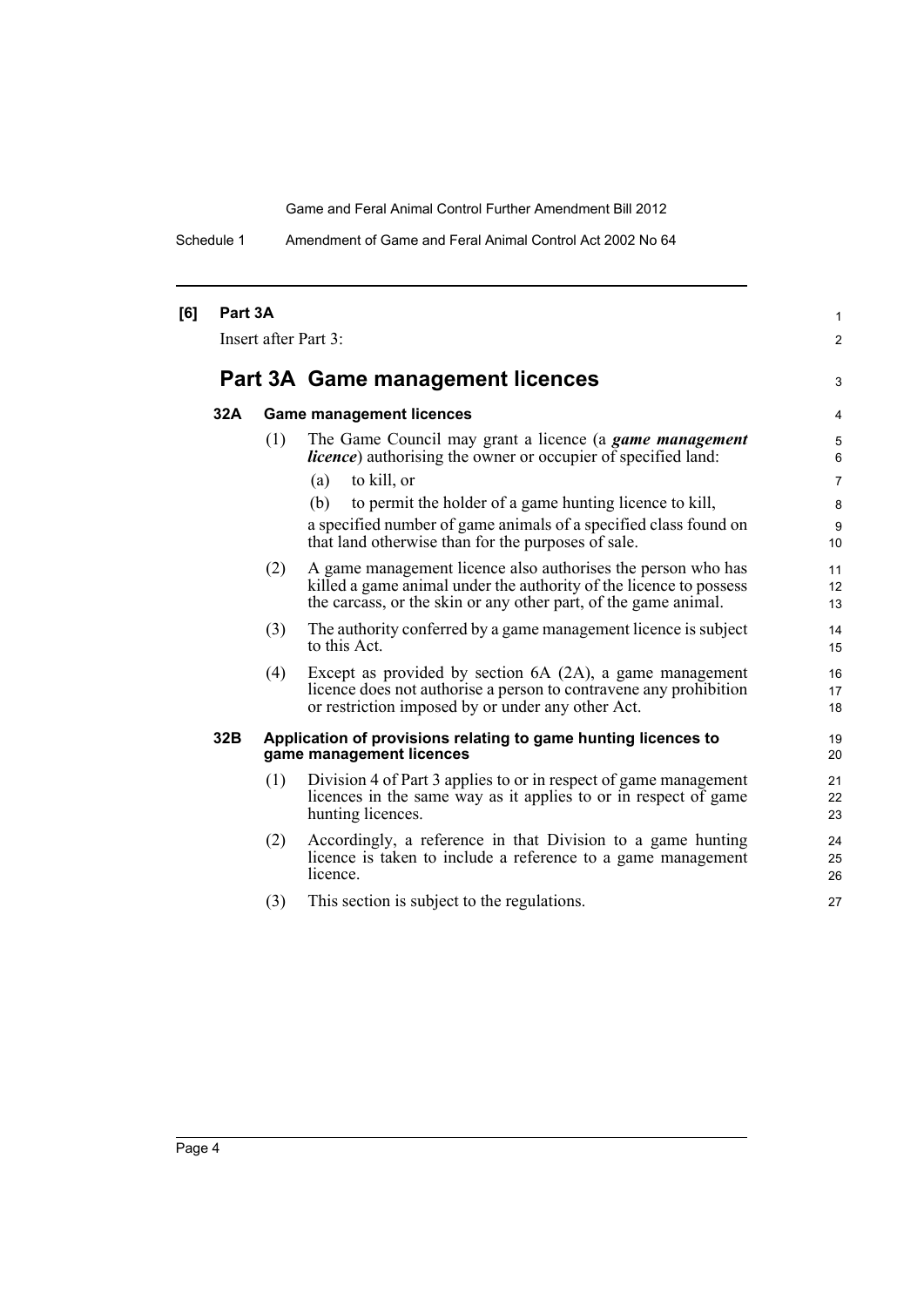**[6] Part 3A**

Insert after Part 3:

## Part 3A Game management licences

### 32A Game management licences

(1) The Game Council may grant a licence (a ***game management licence***) authorising the owner or occupier of specified land:

(a) to kill, or

(b) to permit the holder of a game hunting licence to kill,

a specified number of game animals of a specified class found on that land otherwise than for the purposes of sale.

(2) A game management licence also authorises the person who has killed a game animal under the authority of the licence to possess the carcass, or the skin or any other part, of the game animal.

(3) The authority conferred by a game management licence is subject to this Act.

(4) Except as provided by section 6A (2A), a game management licence does not authorise a person to contravene any prohibition or restriction imposed by or under any other Act.

### 32B Application of provisions relating to game hunting licences to game management licences

(1) Division 4 of Part 3 applies to or in respect of game management licences in the same way as it applies to or in respect of game hunting licences.

(2) Accordingly, a reference in that Division to a game hunting licence is taken to include a reference to a game management licence.

(3) This section is subject to the regulations.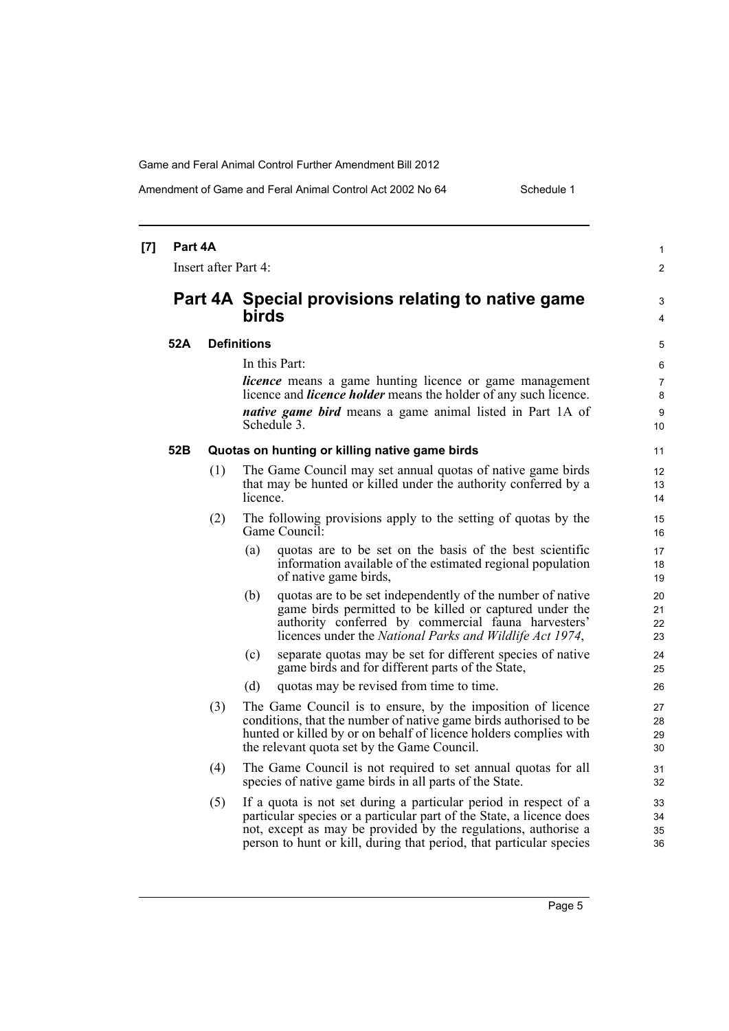**[7] Part 4A**

Insert after Part 4:

## Part 4A Special provisions relating to native game birds

### 52A Definitions

In this Part:

***licence*** means a game hunting licence or game management licence and ***licence holder*** means the holder of any such licence.

***native game bird*** means a game animal listed in Part 1A of Schedule 3.

### 52B Quotas on hunting or killing native game birds

(1) The Game Council may set annual quotas of native game birds that may be hunted or killed under the authority conferred by a licence.

(2) The following provisions apply to the setting of quotas by the Game Council:

- (a) quotas are to be set on the basis of the best scientific information available of the estimated regional population of native game birds,
- (b) quotas are to be set independently of the number of native game birds permitted to be killed or captured under the authority conferred by commercial fauna harvesters' licences under the *National Parks and Wildlife Act 1974*,
- (c) separate quotas may be set for different species of native game birds and for different parts of the State,
- (d) quotas may be revised from time to time.

(3) The Game Council is to ensure, by the imposition of licence conditions, that the number of native game birds authorised to be hunted or killed by or on behalf of licence holders complies with the relevant quota set by the Game Council.

(4) The Game Council is not required to set annual quotas for all species of native game birds in all parts of the State.

(5) If a quota is not set during a particular period in respect of a particular species or a particular part of the State, a licence does not, except as may be provided by the regulations, authorise a person to hunt or kill, during that period, that particular species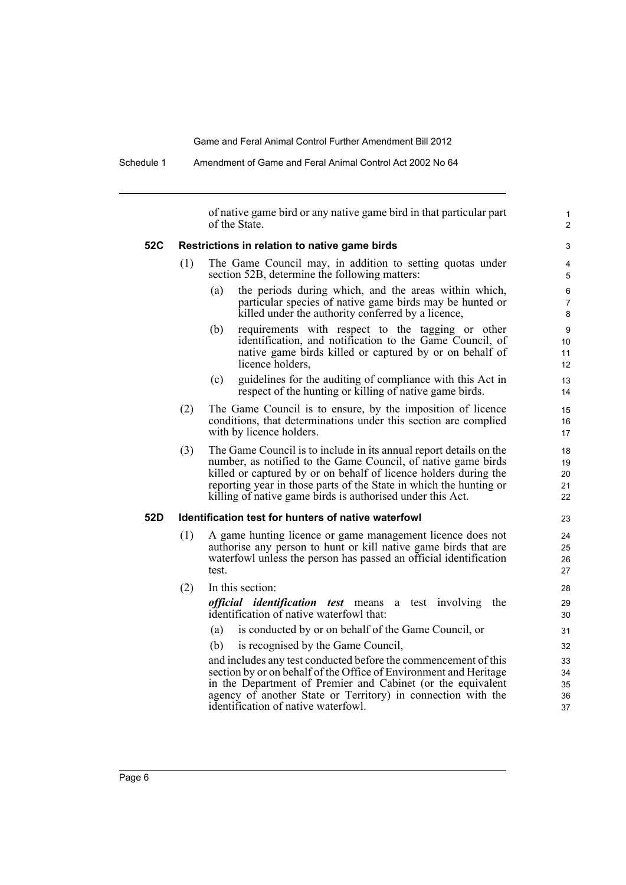of native game bird or any native game bird in that particular part of the State.

### 52C Restrictions in relation to native game birds

(1) The Game Council may, in addition to setting quotas under section 52B, determine the following matters:

(a) the periods during which, and the areas within which, particular species of native game birds may be hunted or killed under the authority conferred by a licence,

(b) requirements with respect to the tagging or other identification, and notification to the Game Council, of native game birds killed or captured by or on behalf of licence holders,

(c) guidelines for the auditing of compliance with this Act in respect of the hunting or killing of native game birds.

(2) The Game Council is to ensure, by the imposition of licence conditions, that determinations under this section are complied with by licence holders.

(3) The Game Council is to include in its annual report details on the number, as notified to the Game Council, of native game birds killed or captured by or on behalf of licence holders during the reporting year in those parts of the State in which the hunting or killing of native game birds is authorised under this Act.

### 52D Identification test for hunters of native waterfowl

(1) A game hunting licence or game management licence does not authorise any person to hunt or kill native game birds that are waterfowl unless the person has passed an official identification test.

(2) In this section:

***official identification test*** means a test involving the identification of native waterfowl that:

(a) is conducted by or on behalf of the Game Council, or

(b) is recognised by the Game Council,

and includes any test conducted before the commencement of this section by or on behalf of the Office of Environment and Heritage in the Department of Premier and Cabinet (or the equivalent agency of another State or Territory) in connection with the identification of native waterfowl.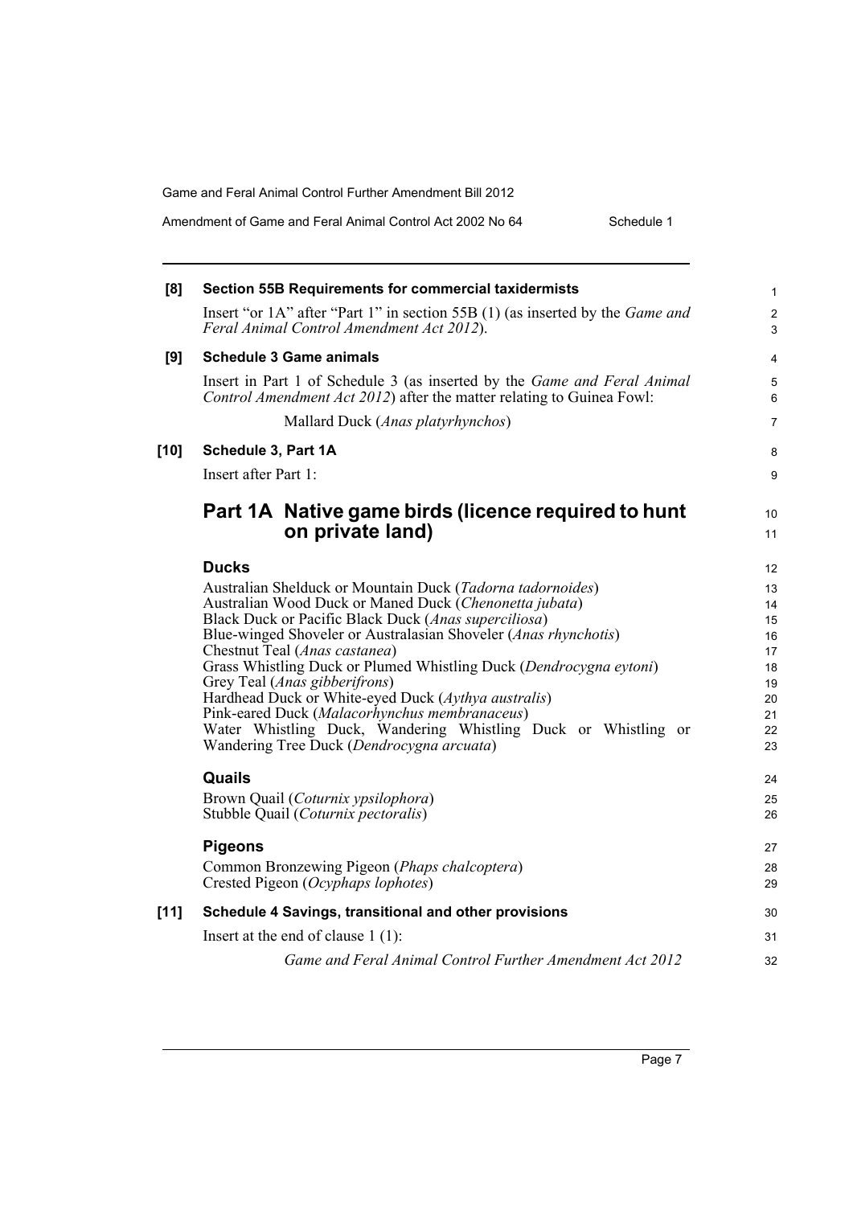**[8] Section 55B Requirements for commercial taxidermists**

Insert "or 1A" after "Part 1" in section 55B (1) (as inserted by the *Game and Feral Animal Control Amendment Act 2012*).

**[9] Schedule 3 Game animals**

Insert in Part 1 of Schedule 3 (as inserted by the *Game and Feral Animal Control Amendment Act 2012*) after the matter relating to Guinea Fowl:

Mallard Duck (*Anas platyrhynchos*)

**[10] Schedule 3, Part 1A**

Insert after Part 1:

## Part 1A Native game birds (licence required to hunt on private land)

### Ducks

Australian Shelduck or Mountain Duck (*Tadorna tadornoides*)
Australian Wood Duck or Maned Duck (*Chenonetta jubata*)
Black Duck or Pacific Black Duck (*Anas superciliosa*)
Blue-winged Shoveler or Australasian Shoveler (*Anas rhynchotis*)
Chestnut Teal (*Anas castanea*)
Grass Whistling Duck or Plumed Whistling Duck (*Dendrocygna eytoni*)
Grey Teal (*Anas gibberifrons*)
Hardhead Duck or White-eyed Duck (*Aythya australis*)
Pink-eared Duck (*Malacorhynchus membranaceus*)
Water Whistling Duck, Wandering Whistling Duck or Whistling or Wandering Tree Duck (*Dendrocygna arcuata*)

### Quails

Brown Quail (*Coturnix ypsilophora*)
Stubble Quail (*Coturnix pectoralis*)

### Pigeons

Common Bronzewing Pigeon (*Phaps chalcoptera*)
Crested Pigeon (*Ocyphaps lophotes*)

**[11] Schedule 4 Savings, transitional and other provisions**

Insert at the end of clause 1 (1):

*Game and Feral Animal Control Further Amendment Act 2012*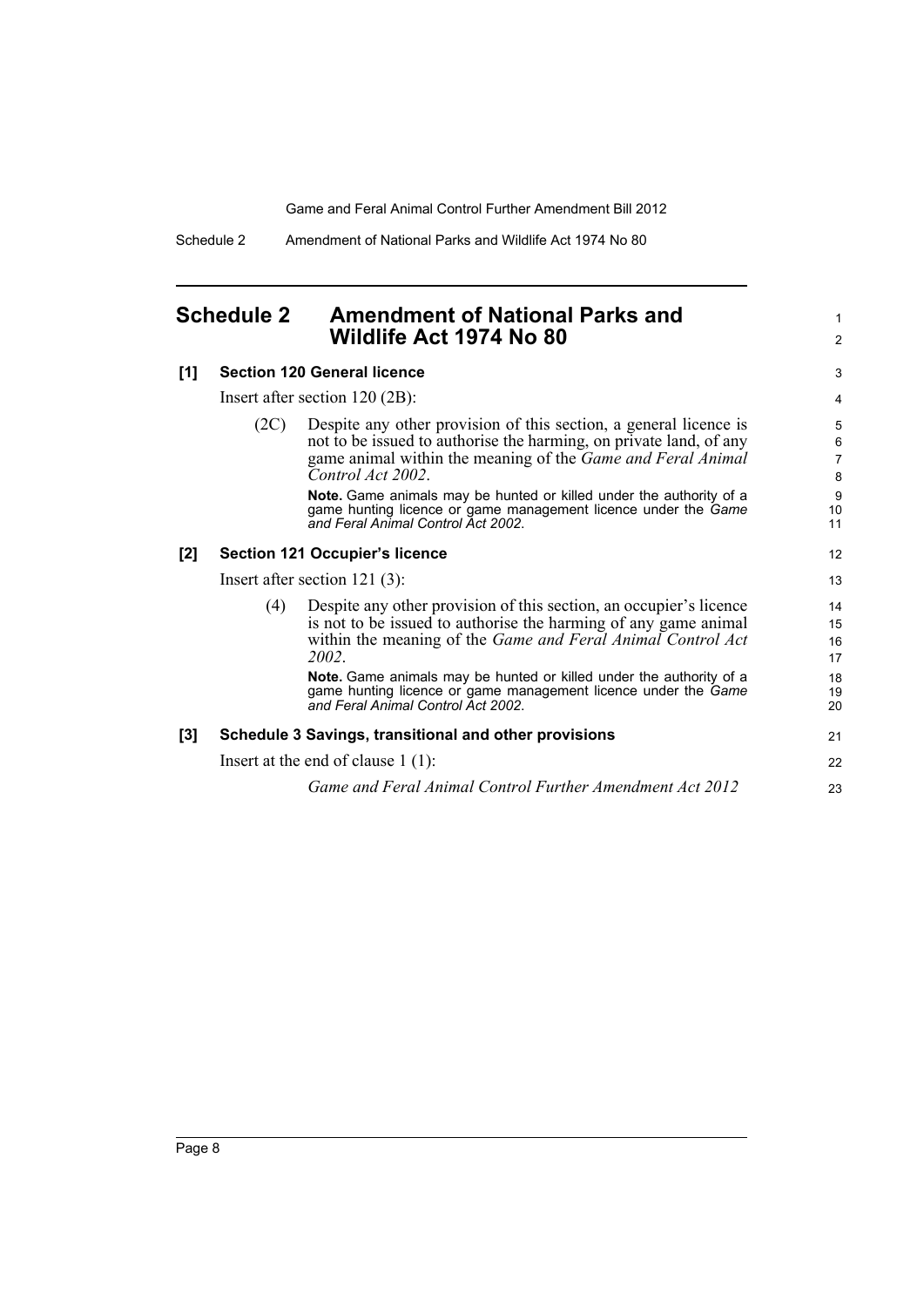## Schedule 2 Amendment of National Parks and Wildlife Act 1974 No 80

**[1] Section 120 General licence**

Insert after section 120 (2B):

(2C) Despite any other provision of this section, a general licence is not to be issued to authorise the harming, on private land, of any game animal within the meaning of the *Game and Feral Animal Control Act 2002*.

**Note.** Game animals may be hunted or killed under the authority of a game hunting licence or game management licence under the *Game and Feral Animal Control Act 2002*.

**[2] Section 121 Occupier's licence**

Insert after section 121 (3):

(4) Despite any other provision of this section, an occupier's licence is not to be issued to authorise the harming of any game animal within the meaning of the *Game and Feral Animal Control Act 2002*.

**Note.** Game animals may be hunted or killed under the authority of a game hunting licence or game management licence under the *Game and Feral Animal Control Act 2002*.

**[3] Schedule 3 Savings, transitional and other provisions**

Insert at the end of clause 1 (1):

*Game and Feral Animal Control Further Amendment Act 2012*